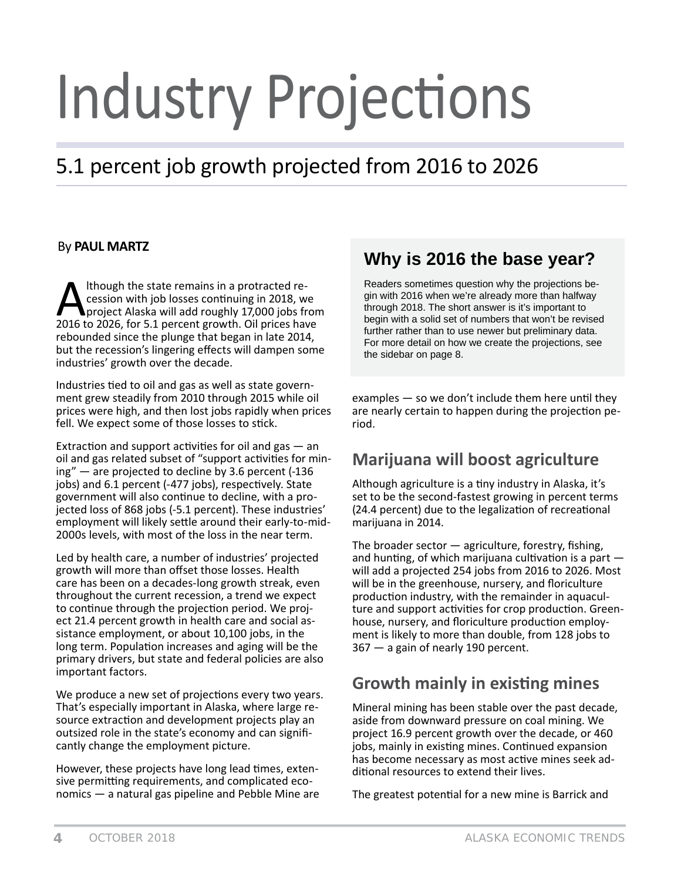# Industry Projections

## 5.1 percent job growth projected from 2016 to 2026

By **PAUL MARTZ**

Although the state remains in a protracted recession with job losses continuing in 2018, we project Alaska will add roughly 17,000 jobs from 2016 to 2026, for 5.1 percent growth. Oil prices have rebounded since the plunge that began in late 2014, but the recession's lingering effects will dampen some industries' growth over the decade.

Industries tied to oil and gas as well as state government grew steadily from 2010 through 2015 while oil prices were high, and then lost jobs rapidly when prices fell. We expect some of those losses to stick.

Extraction and support activities for oil and gas — an oil and gas related subset of "support activities for mining" — are projected to decline by 3.6 percent (-136 jobs) and 6.1 percent (-477 jobs), respectively. State government will also continue to decline, with a projected loss of 868 jobs (-5.1 percent). These industries' employment will likely settle around their early-to-mid-2000s levels, with most of the loss in the near term.

Led by health care, a number of industries' projected growth will more than offset those losses. Health care has been on a decades-long growth streak, even throughout the current recession, a trend we expect to continue through the projection period. We project 21.4 percent growth in health care and social assistance employment, or about 10,100 jobs, in the long term. Population increases and aging will be the primary drivers, but state and federal policies are also important factors.

We produce a new set of projections every two years. That's especially important in Alaska, where large resource extraction and development projects play an outsized role in the state's economy and can significantly change the employment picture.

However, these projects have long lead times, extensive permitting requirements, and complicated economics — a natural gas pipeline and Pebble Mine are examples — so we don't include them here until they are nearly certain to happen during the projection period.

### Why is 2016 the base year?

Readers sometimes question why the projections begin with 2016 when we're already more than halfway through 2018. The short answer is it's important to begin with a solid set of numbers that won't be revised further rather than to use newer but preliminary data. For more detail on how we create the projections, see the sidebar on page 8.

## Marijuana will boost agriculture

Although agriculture is a tiny industry in Alaska, it's set to be the second-fastest growing in percent terms (24.4 percent) due to the legalization of recreational marijuana in 2014.

The broader sector — agriculture, forestry, fishing, and hunting, of which marijuana cultivation is a part — will add a projected 254 jobs from 2016 to 2026. Most will be in the greenhouse, nursery, and floriculture production industry, with the remainder in aquaculture and support activities for crop production. Greenhouse, nursery, and floriculture production employment is likely to more than double, from 128 jobs to 367 — a gain of nearly 190 percent.

## Growth mainly in existing mines

Mineral mining has been stable over the past decade, aside from downward pressure on coal mining. We project 16.9 percent growth over the decade, or 460 jobs, mainly in existing mines. Continued expansion has become necessary as most active mines seek additional resources to extend their lives.

The greatest potential for a new mine is Barrick and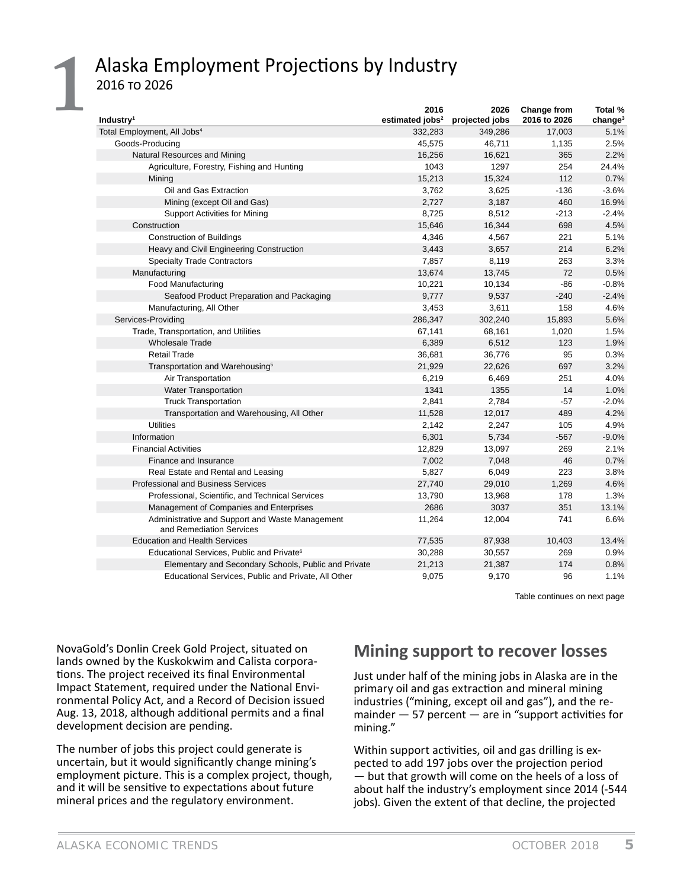# 1 Alaska Employment Projections by Industry

2016 to 2026

| Industry[1] | 2016 estimated jobs[2] | 2026 projected jobs | Change from 2016 to 2026 | Total % change[3] |
|---|---|---|---|---|
| Total Employment, All Jobs[4] | 332,283 | 349,286 | 17,003 | 5.1% |
| Goods-Producing | 45,575 | 46,711 | 1,135 | 2.5% |
| Natural Resources and Mining | 16,256 | 16,621 | 365 | 2.2% |
| Agriculture, Forestry, Fishing and Hunting | 1043 | 1297 | 254 | 24.4% |
| Mining | 15,213 | 15,324 | 112 | 0.7% |
| Oil and Gas Extraction | 3,762 | 3,625 | -136 | -3.6% |
| Mining (except Oil and Gas) | 2,727 | 3,187 | 460 | 16.9% |
| Support Activities for Mining | 8,725 | 8,512 | -213 | -2.4% |
| Construction | 15,646 | 16,344 | 698 | 4.5% |
| Construction of Buildings | 4,346 | 4,567 | 221 | 5.1% |
| Heavy and Civil Engineering Construction | 3,443 | 3,657 | 214 | 6.2% |
| Specialty Trade Contractors | 7,857 | 8,119 | 263 | 3.3% |
| Manufacturing | 13,674 | 13,745 | 72 | 0.5% |
| Food Manufacturing | 10,221 | 10,134 | -86 | -0.8% |
| Seafood Product Preparation and Packaging | 9,777 | 9,537 | -240 | -2.4% |
| Manufacturing, All Other | 3,453 | 3,611 | 158 | 4.6% |
| Services-Providing | 286,347 | 302,240 | 15,893 | 5.6% |
| Trade, Transportation, and Utilities | 67,141 | 68,161 | 1,020 | 1.5% |
| Wholesale Trade | 6,389 | 6,512 | 123 | 1.9% |
| Retail Trade | 36,681 | 36,776 | 95 | 0.3% |
| Transportation and Warehousing[5] | 21,929 | 22,626 | 697 | 3.2% |
| Air Transportation | 6,219 | 6,469 | 251 | 4.0% |
| Water Transportation | 1341 | 1355 | 14 | 1.0% |
| Truck Transportation | 2,841 | 2,784 | -57 | -2.0% |
| Transportation and Warehousing, All Other | 11,528 | 12,017 | 489 | 4.2% |
| Utilities | 2,142 | 2,247 | 105 | 4.9% |
| Information | 6,301 | 5,734 | -567 | -9.0% |
| Financial Activities | 12,829 | 13,097 | 269 | 2.1% |
| Finance and Insurance | 7,002 | 7,048 | 46 | 0.7% |
| Real Estate and Rental and Leasing | 5,827 | 6,049 | 223 | 3.8% |
| Professional and Business Services | 27,740 | 29,010 | 1,269 | 4.6% |
| Professional, Scientific, and Technical Services | 13,790 | 13,968 | 178 | 1.3% |
| Management of Companies and Enterprises | 2686 | 3037 | 351 | 13.1% |
| Administrative and Support and Waste Management and Remediation Services | 11,264 | 12,004 | 741 | 6.6% |
| Education and Health Services | 77,535 | 87,938 | 10,403 | 13.4% |
| Educational Services, Public and Private[6] | 30,288 | 30,557 | 269 | 0.9% |
| Elementary and Secondary Schools, Public and Private | 21,213 | 21,387 | 174 | 0.8% |
| Educational Services, Public and Private, All Other | 9,075 | 9,170 | 96 | 1.1% |

Table continues on next page

NovaGold's Donlin Creek Gold Project, situated on lands owned by the Kuskokwim and Calista corporations. The project received its final Environmental Impact Statement, required under the National Environmental Policy Act, and a Record of Decision issued Aug. 13, 2018, although additional permits and a final development decision are pending.

The number of jobs this project could generate is uncertain, but it would significantly change mining's employment picture. This is a complex project, though, and it will be sensitive to expectations about future mineral prices and the regulatory environment.

## Mining support to recover losses

Just under half of the mining jobs in Alaska are in the primary oil and gas extraction and mineral mining industries ("mining, except oil and gas"), and the remainder — 57 percent — are in "support activities for mining."

Within support activities, oil and gas drilling is expected to add 197 jobs over the projection period — but that growth will come on the heels of a loss of about half the industry's employment since 2014 (-544 jobs). Given the extent of that decline, the projected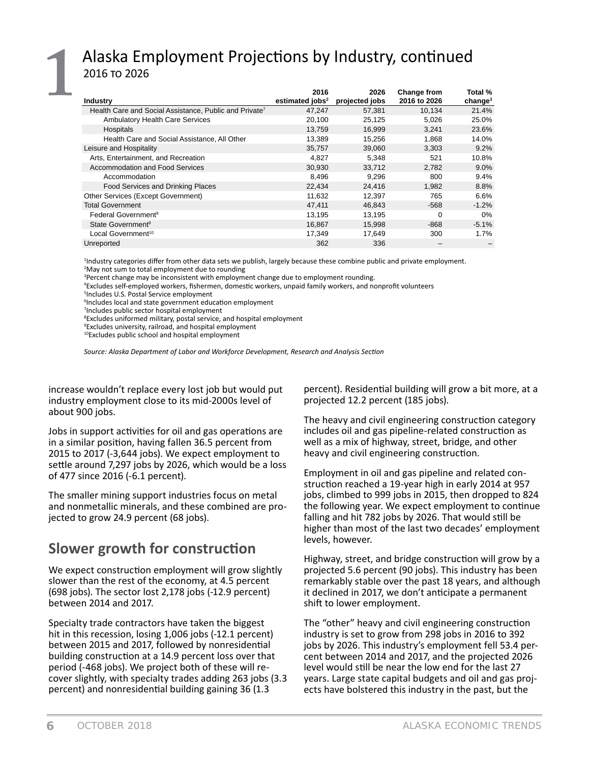# 1 Alaska Employment Projections by Industry, continued

2016 to 2026

| Industry | 2016 estimated jobs[2] | 2026 projected jobs | Change from 2016 to 2026 | Total % change[3] |
|---|---|---|---|---|
| Health Care and Social Assistance, Public and Private[7] | 47,247 | 57,381 | 10,134 | 21.4% |
| Ambulatory Health Care Services | 20,100 | 25,125 | 5,026 | 25.0% |
| Hospitals | 13,759 | 16,999 | 3,241 | 23.6% |
| Health Care and Social Assistance, All Other | 13,389 | 15,256 | 1,868 | 14.0% |
| Leisure and Hospitality | 35,757 | 39,060 | 3,303 | 9.2% |
| Arts, Entertainment, and Recreation | 4,827 | 5,348 | 521 | 10.8% |
| Accommodation and Food Services | 30,930 | 33,712 | 2,782 | 9.0% |
| Accommodation | 8,496 | 9,296 | 800 | 9.4% |
| Food Services and Drinking Places | 22,434 | 24,416 | 1,982 | 8.8% |
| Other Services (Except Government) | 11,632 | 12,397 | 765 | 6.6% |
| Total Government | 47,411 | 46,843 | -568 | -1.2% |
| Federal Government[8] | 13,195 | 13,195 | 0 | 0% |
| State Government[9] | 16,867 | 15,998 | -868 | -5.1% |
| Local Government[10] | 17,349 | 17,649 | 300 | 1.7% |
| Unreported | 362 | 336 | – | – |

[1]Industry categories differ from other data sets we publish, largely because these combine public and private employment.
[2]May not sum to total employment due to rounding
[3]Percent change may be inconsistent with employment change due to employment rounding.
[4]Excludes self-employed workers, fishermen, domestic workers, unpaid family workers, and nonprofit volunteers
[5]Includes U.S. Postal Service employment
[6]Includes local and state government education employment
[7]Includes public sector hospital employment
[8]Excludes uniformed military, postal service, and hospital employment
[9]Excludes university, railroad, and hospital employment
[10]Excludes public school and hospital employment

*Source: Alaska Department of Labor and Workforce Development, Research and Analysis Section*

increase wouldn't replace every lost job but would put industry employment close to its mid-2000s level of about 900 jobs.

Jobs in support activities for oil and gas operations are in a similar position, having fallen 36.5 percent from 2015 to 2017 (-3,644 jobs). We expect employment to settle around 7,297 jobs by 2026, which would be a loss of 477 since 2016 (-6.1 percent).

The smaller mining support industries focus on metal and nonmetallic minerals, and these combined are projected to grow 24.9 percent (68 jobs).

## Slower growth for construction

We expect construction employment will grow slightly slower than the rest of the economy, at 4.5 percent (698 jobs). The sector lost 2,178 jobs (-12.9 percent) between 2014 and 2017.

Specialty trade contractors have taken the biggest hit in this recession, losing 1,006 jobs (-12.1 percent) between 2015 and 2017, followed by nonresidential building construction at a 14.9 percent loss over that period (-468 jobs). We project both of these will recover slightly, with specialty trades adding 263 jobs (3.3 percent) and nonresidential building gaining 36 (1.3 percent). Residential building will grow a bit more, at a projected 12.2 percent (185 jobs).

The heavy and civil engineering construction category includes oil and gas pipeline-related construction as well as a mix of highway, street, bridge, and other heavy and civil engineering construction.

Employment in oil and gas pipeline and related construction reached a 19-year high in early 2014 at 957 jobs, climbed to 999 jobs in 2015, then dropped to 824 the following year. We expect employment to continue falling and hit 782 jobs by 2026. That would still be higher than most of the last two decades' employment levels, however.

Highway, street, and bridge construction will grow by a projected 5.6 percent (90 jobs). This industry has been remarkably stable over the past 18 years, and although it declined in 2017, we don't anticipate a permanent shift to lower employment.

The "other" heavy and civil engineering construction industry is set to grow from 298 jobs in 2016 to 392 jobs by 2026. This industry's employment fell 53.4 percent between 2014 and 2017, and the projected 2026 level would still be near the low end for the last 27 years. Large state capital budgets and oil and gas projects have bolstered this industry in the past, but the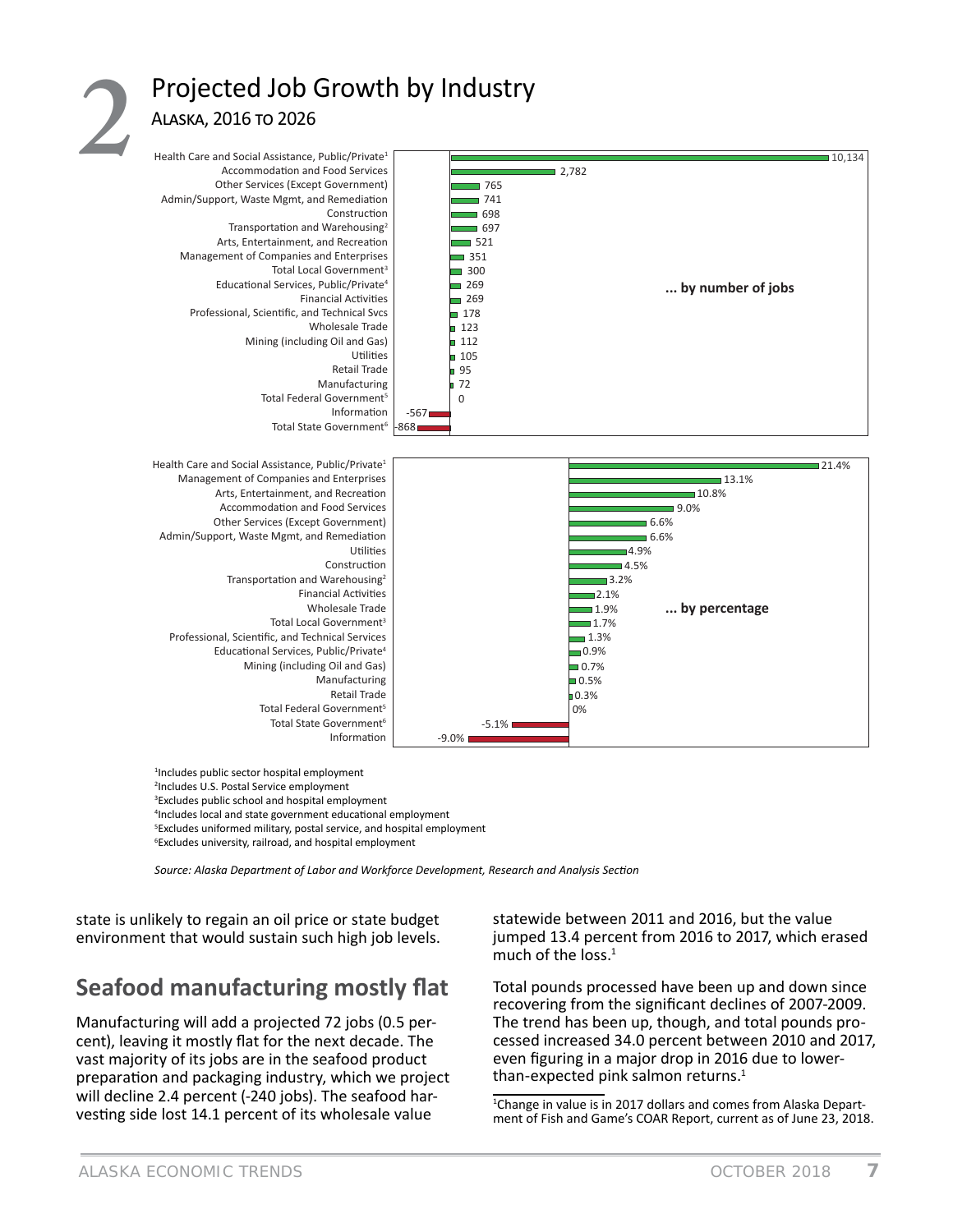# 2 Projected Job Growth by Industry

## Alaska, 2016 to 2026

**... by number of jobs**

| Industry | Jobs |
|---|---|
| Health Care and Social Assistance, Public/Private[1] | 10,134 |
| Accommodation and Food Services | 2,782 |
| Other Services (Except Government) | 765 |
| Admin/Support, Waste Mgmt, and Remediation | 741 |
| Construction | 698 |
| Transportation and Warehousing[2] | 697 |
| Arts, Entertainment, and Recreation | 521 |
| Management of Companies and Enterprises | 351 |
| Total Local Government[3] | 300 |
| Educational Services, Public/Private[4] | 269 |
| Financial Activities | 269 |
| Professional, Scientific, and Technical Svcs | 178 |
| Wholesale Trade | 123 |
| Mining (including Oil and Gas) | 112 |
| Utilities | 105 |
| Retail Trade | 95 |
| Manufacturing | 72 |
| Total Federal Government[5] | 0 |
| Information | -567 |
| Total State Government[6] | -868 |

**... by percentage**

| Industry | Percent |
|---|---|
| Health Care and Social Assistance, Public/Private[1] | 21.4% |
| Management of Companies and Enterprises | 13.1% |
| Arts, Entertainment, and Recreation | 10.8% |
| Accommodation and Food Services | 9.0% |
| Other Services (Except Government) | 6.6% |
| Admin/Support, Waste Mgmt, and Remediation | 6.6% |
| Utilities | 4.9% |
| Construction | 4.5% |
| Transportation and Warehousing[2] | 3.2% |
| Financial Activities | 2.1% |
| Wholesale Trade | 1.9% |
| Total Local Government[3] | 1.7% |
| Professional, Scientific, and Technical Services | 1.3% |
| Educational Services, Public/Private[4] | 0.9% |
| Mining (including Oil and Gas) | 0.7% |
| Manufacturing | 0.5% |
| Retail Trade | 0.3% |
| Total Federal Government[5] | 0% |
| Total State Government[6] | -5.1% |
| Information | -9.0% |

[1]Includes public sector hospital employment
[2]Includes U.S. Postal Service employment
[3]Excludes public school and hospital employment
[4]Includes local and state government educational employment
[5]Excludes uniformed military, postal service, and hospital employment
[6]Excludes university, railroad, and hospital employment

*Source: Alaska Department of Labor and Workforce Development, Research and Analysis Section*

state is unlikely to regain an oil price or state budget environment that would sustain such high job levels.

## Seafood manufacturing mostly flat

Manufacturing will add a projected 72 jobs (0.5 percent), leaving it mostly flat for the next decade. The vast majority of its jobs are in the seafood product preparation and packaging industry, which we project will decline 2.4 percent (-240 jobs). The seafood harvesting side lost 14.1 percent of its wholesale value statewide between 2011 and 2016, but the value jumped 13.4 percent from 2016 to 2017, which erased much of the loss.[1]

Total pounds processed have been up and down since recovering from the significant declines of 2007-2009. The trend has been up, though, and total pounds processed increased 34.0 percent between 2010 and 2017, even figuring in a major drop in 2016 due to lower-than-expected pink salmon returns.[1]

[1]Change in value is in 2017 dollars and comes from Alaska Department of Fish and Game's COAR Report, current as of June 23, 2018.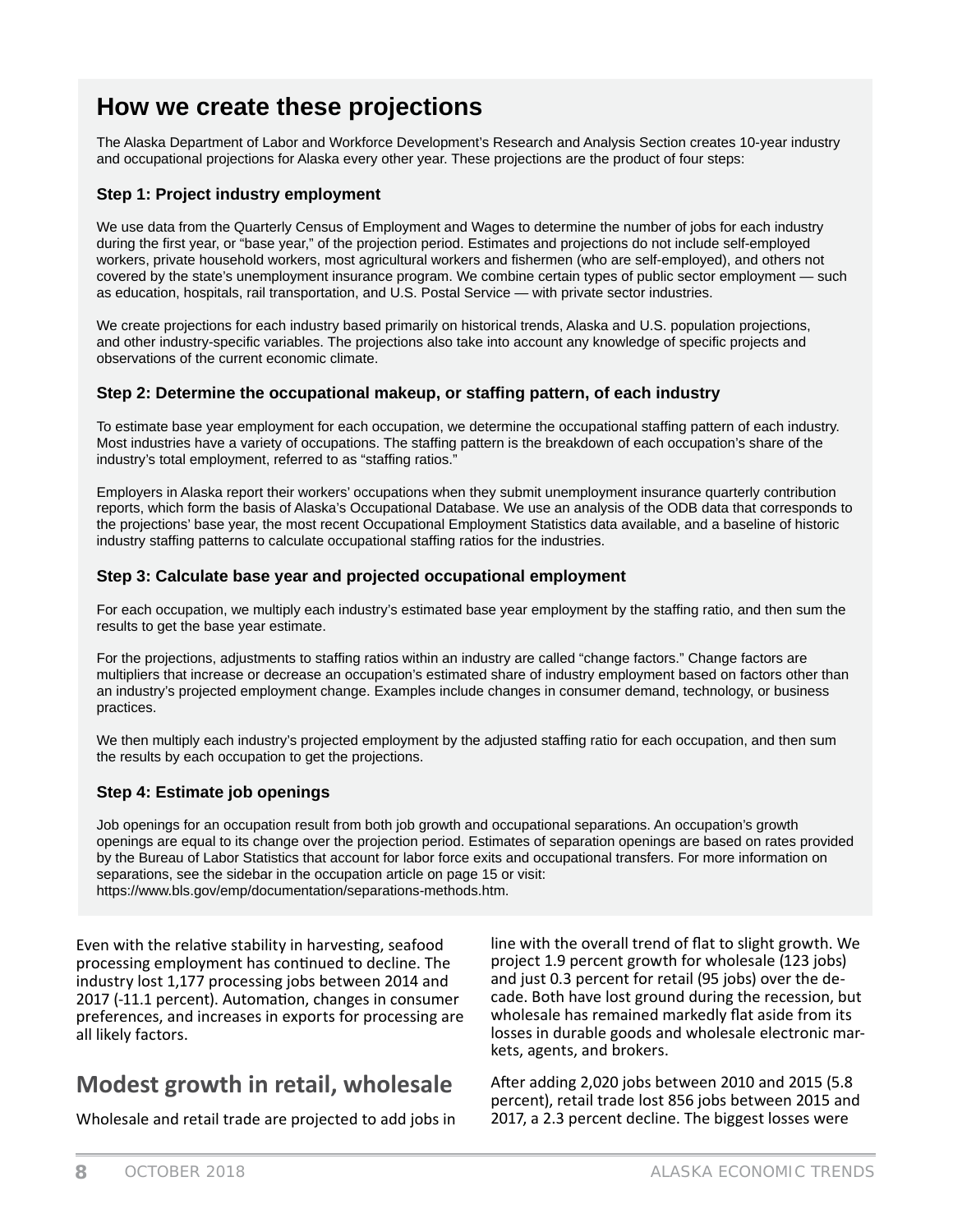## How we create these projections

The Alaska Department of Labor and Workforce Development's Research and Analysis Section creates 10-year industry and occupational projections for Alaska every other year. These projections are the product of four steps:

### Step 1: Project industry employment

We use data from the Quarterly Census of Employment and Wages to determine the number of jobs for each industry during the first year, or "base year," of the projection period. Estimates and projections do not include self-employed workers, private household workers, most agricultural workers and fishermen (who are self-employed), and others not covered by the state's unemployment insurance program. We combine certain types of public sector employment — such as education, hospitals, rail transportation, and U.S. Postal Service — with private sector industries.

We create projections for each industry based primarily on historical trends, Alaska and U.S. population projections, and other industry-specific variables. The projections also take into account any knowledge of specific projects and observations of the current economic climate.

### Step 2: Determine the occupational makeup, or staffing pattern, of each industry

To estimate base year employment for each occupation, we determine the occupational staffing pattern of each industry. Most industries have a variety of occupations. The staffing pattern is the breakdown of each occupation's share of the industry's total employment, referred to as "staffing ratios."

Employers in Alaska report their workers' occupations when they submit unemployment insurance quarterly contribution reports, which form the basis of Alaska's Occupational Database. We use an analysis of the ODB data that corresponds to the projections' base year, the most recent Occupational Employment Statistics data available, and a baseline of historic industry staffing patterns to calculate occupational staffing ratios for the industries.

### Step 3: Calculate base year and projected occupational employment

For each occupation, we multiply each industry's estimated base year employment by the staffing ratio, and then sum the results to get the base year estimate.

For the projections, adjustments to staffing ratios within an industry are called "change factors." Change factors are multipliers that increase or decrease an occupation's estimated share of industry employment based on factors other than an industry's projected employment change. Examples include changes in consumer demand, technology, or business practices.

We then multiply each industry's projected employment by the adjusted staffing ratio for each occupation, and then sum the results by each occupation to get the projections.

### Step 4: Estimate job openings

Job openings for an occupation result from both job growth and occupational separations. An occupation's growth openings are equal to its change over the projection period. Estimates of separation openings are based on rates provided by the Bureau of Labor Statistics that account for labor force exits and occupational transfers. For more information on separations, see the sidebar in the occupation article on page 15 or visit: https://www.bls.gov/emp/documentation/separations-methods.htm.

---

Even with the relative stability in harvesting, seafood processing employment has continued to decline. The industry lost 1,177 processing jobs between 2014 and 2017 (-11.1 percent). Automation, changes in consumer preferences, and increases in exports for processing are all likely factors.

## Modest growth in retail, wholesale

Wholesale and retail trade are projected to add jobs in line with the overall trend of flat to slight growth. We project 1.9 percent growth for wholesale (123 jobs) and just 0.3 percent for retail (95 jobs) over the decade. Both have lost ground during the recession, but wholesale has remained markedly flat aside from its losses in durable goods and wholesale electronic markets, agents, and brokers.

After adding 2,020 jobs between 2010 and 2015 (5.8 percent), retail trade lost 856 jobs between 2015 and 2017, a 2.3 percent decline. The biggest losses were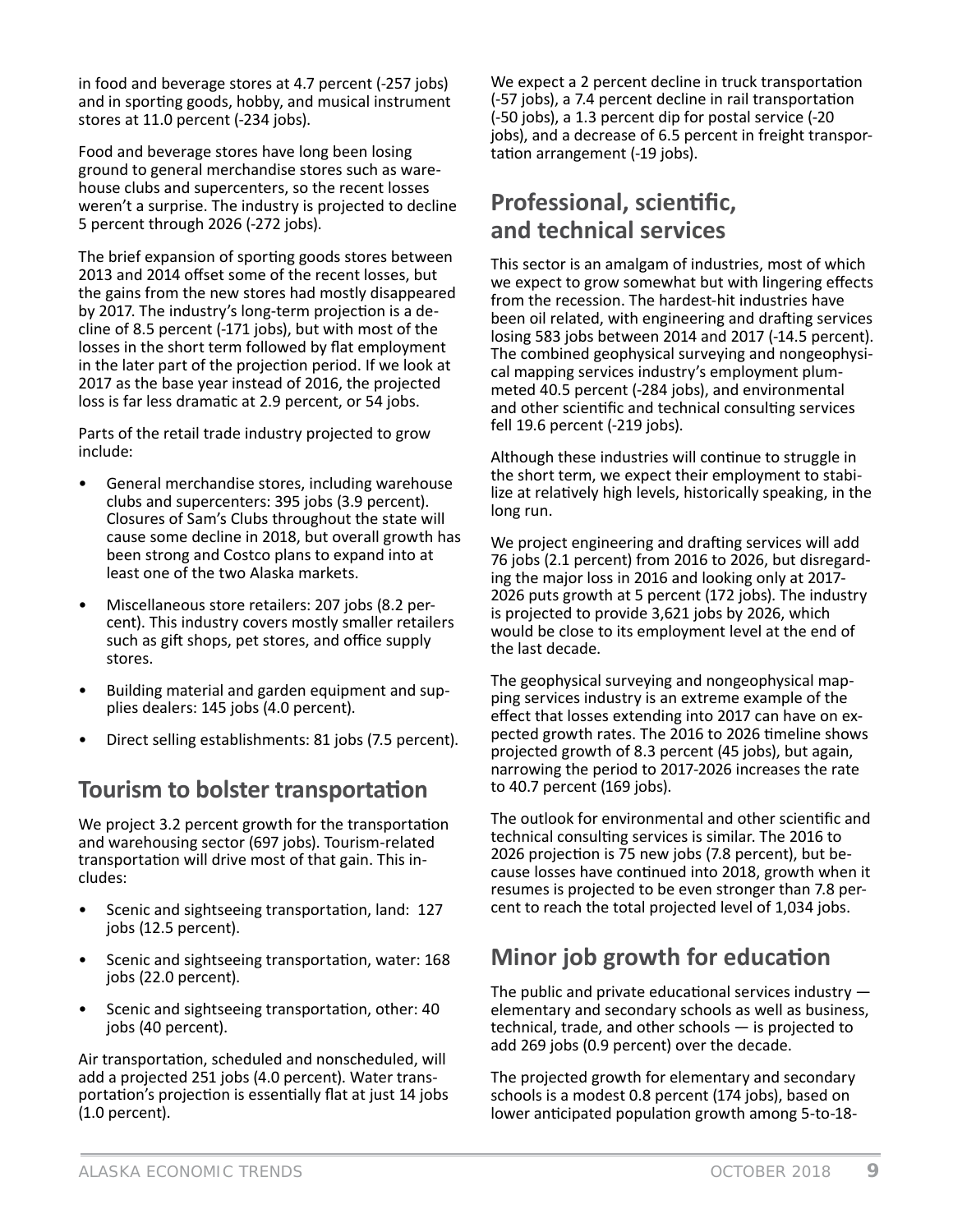in food and beverage stores at 4.7 percent (-257 jobs) and in sporting goods, hobby, and musical instrument stores at 11.0 percent (-234 jobs).

Food and beverage stores have long been losing ground to general merchandise stores such as warehouse clubs and supercenters, so the recent losses weren't a surprise. The industry is projected to decline 5 percent through 2026 (-272 jobs).

The brief expansion of sporting goods stores between 2013 and 2014 offset some of the recent losses, but the gains from the new stores had mostly disappeared by 2017. The industry's long-term projection is a decline of 8.5 percent (-171 jobs), but with most of the losses in the short term followed by flat employment in the later part of the projection period. If we look at 2017 as the base year instead of 2016, the projected loss is far less dramatic at 2.9 percent, or 54 jobs.

Parts of the retail trade industry projected to grow include:

- General merchandise stores, including warehouse clubs and supercenters: 395 jobs (3.9 percent). Closures of Sam's Clubs throughout the state will cause some decline in 2018, but overall growth has been strong and Costco plans to expand into at least one of the two Alaska markets.
- Miscellaneous store retailers: 207 jobs (8.2 percent). This industry covers mostly smaller retailers such as gift shops, pet stores, and office supply stores.
- Building material and garden equipment and supplies dealers: 145 jobs (4.0 percent).
- Direct selling establishments: 81 jobs (7.5 percent).

## Tourism to bolster transportation

We project 3.2 percent growth for the transportation and warehousing sector (697 jobs). Tourism-related transportation will drive most of that gain. This includes:

- Scenic and sightseeing transportation, land: 127 jobs (12.5 percent).
- Scenic and sightseeing transportation, water: 168 jobs (22.0 percent).
- Scenic and sightseeing transportation, other: 40 jobs (40 percent).

Air transportation, scheduled and nonscheduled, will add a projected 251 jobs (4.0 percent). Water transportation's projection is essentially flat at just 14 jobs (1.0 percent).

We expect a 2 percent decline in truck transportation (-57 jobs), a 7.4 percent decline in rail transportation (-50 jobs), a 1.3 percent dip for postal service (-20 jobs), and a decrease of 6.5 percent in freight transportation arrangement (-19 jobs).

## Professional, scientific, and technical services

This sector is an amalgam of industries, most of which we expect to grow somewhat but with lingering effects from the recession. The hardest-hit industries have been oil related, with engineering and drafting services losing 583 jobs between 2014 and 2017 (-14.5 percent). The combined geophysical surveying and nongeophysical mapping services industry's employment plummeted 40.5 percent (-284 jobs), and environmental and other scientific and technical consulting services fell 19.6 percent (-219 jobs).

Although these industries will continue to struggle in the short term, we expect their employment to stabilize at relatively high levels, historically speaking, in the long run.

We project engineering and drafting services will add 76 jobs (2.1 percent) from 2016 to 2026, but disregarding the major loss in 2016 and looking only at 2017-2026 puts growth at 5 percent (172 jobs). The industry is projected to provide 3,621 jobs by 2026, which would be close to its employment level at the end of the last decade.

The geophysical surveying and nongeophysical mapping services industry is an extreme example of the effect that losses extending into 2017 can have on expected growth rates. The 2016 to 2026 timeline shows projected growth of 8.3 percent (45 jobs), but again, narrowing the period to 2017-2026 increases the rate to 40.7 percent (169 jobs).

The outlook for environmental and other scientific and technical consulting services is similar. The 2016 to 2026 projection is 75 new jobs (7.8 percent), but because losses have continued into 2018, growth when it resumes is projected to be even stronger than 7.8 percent to reach the total projected level of 1,034 jobs.

## Minor job growth for education

The public and private educational services industry — elementary and secondary schools as well as business, technical, trade, and other schools — is projected to add 269 jobs (0.9 percent) over the decade.

The projected growth for elementary and secondary schools is a modest 0.8 percent (174 jobs), based on lower anticipated population growth among 5-to-18-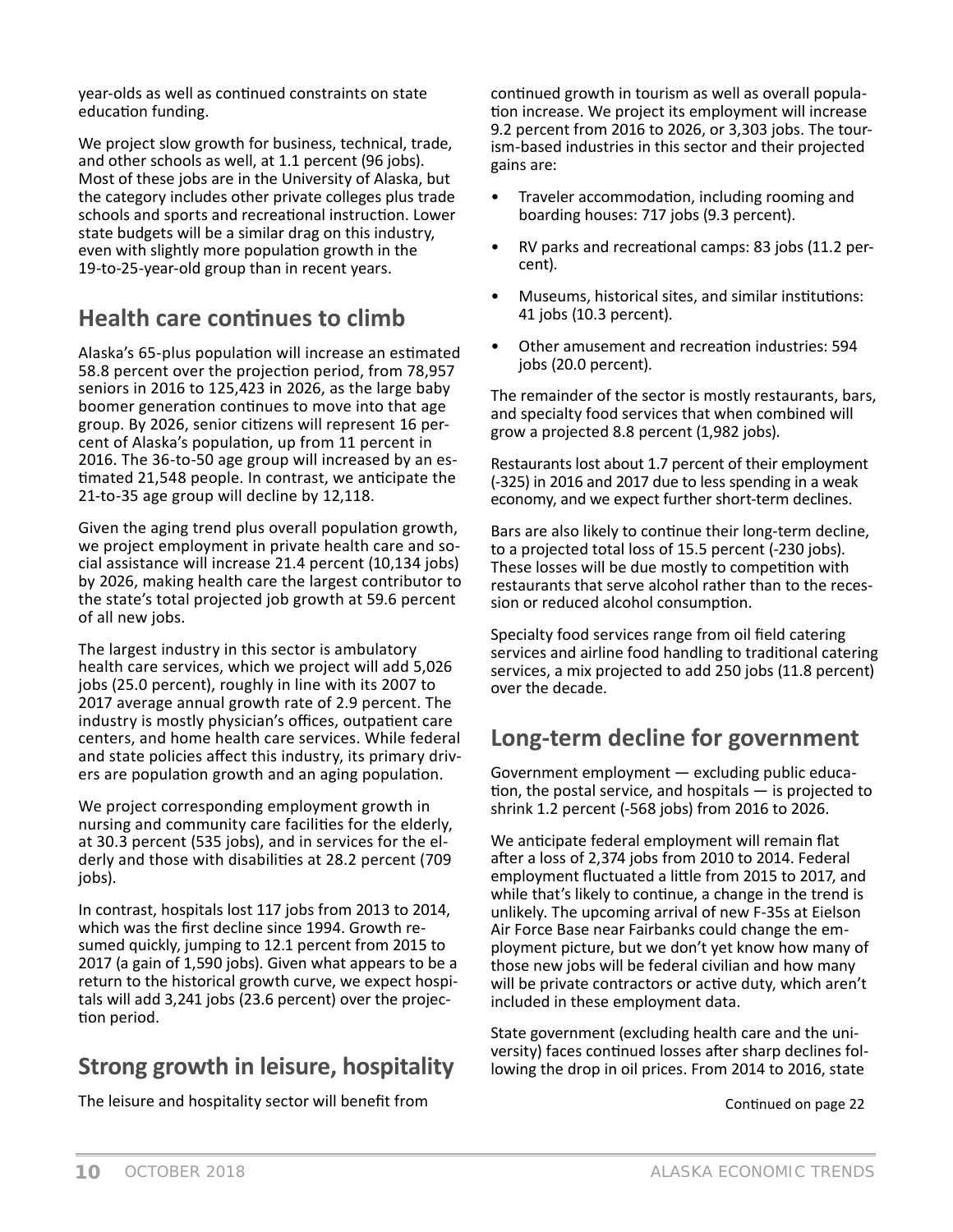year-olds as well as continued constraints on state education funding.

We project slow growth for business, technical, trade, and other schools as well, at 1.1 percent (96 jobs). Most of these jobs are in the University of Alaska, but the category includes other private colleges plus trade schools and sports and recreational instruction. Lower state budgets will be a similar drag on this industry, even with slightly more population growth in the 19-to-25-year-old group than in recent years.

## Health care continues to climb

Alaska's 65-plus population will increase an estimated 58.8 percent over the projection period, from 78,957 seniors in 2016 to 125,423 in 2026, as the large baby boomer generation continues to move into that age group. By 2026, senior citizens will represent 16 percent of Alaska's population, up from 11 percent in 2016. The 36-to-50 age group will increased by an estimated 21,548 people. In contrast, we anticipate the 21-to-35 age group will decline by 12,118.

Given the aging trend plus overall population growth, we project employment in private health care and social assistance will increase 21.4 percent (10,134 jobs) by 2026, making health care the largest contributor to the state's total projected job growth at 59.6 percent of all new jobs.

The largest industry in this sector is ambulatory health care services, which we project will add 5,026 jobs (25.0 percent), roughly in line with its 2007 to 2017 average annual growth rate of 2.9 percent. The industry is mostly physician's offices, outpatient care centers, and home health care services. While federal and state policies affect this industry, its primary drivers are population growth and an aging population.

We project corresponding employment growth in nursing and community care facilities for the elderly, at 30.3 percent (535 jobs), and in services for the elderly and those with disabilities at 28.2 percent (709 jobs).

In contrast, hospitals lost 117 jobs from 2013 to 2014, which was the first decline since 1994. Growth resumed quickly, jumping to 12.1 percent from 2015 to 2017 (a gain of 1,590 jobs). Given what appears to be a return to the historical growth curve, we expect hospitals will add 3,241 jobs (23.6 percent) over the projection period.

## Strong growth in leisure, hospitality

The leisure and hospitality sector will benefit from continued growth in tourism as well as overall population increase. We project its employment will increase 9.2 percent from 2016 to 2026, or 3,303 jobs. The tourism-based industries in this sector and their projected gains are:

- Traveler accommodation, including rooming and boarding houses: 717 jobs (9.3 percent).
- RV parks and recreational camps: 83 jobs (11.2 percent).
- Museums, historical sites, and similar institutions: 41 jobs (10.3 percent).
- Other amusement and recreation industries: 594 jobs (20.0 percent).

The remainder of the sector is mostly restaurants, bars, and specialty food services that when combined will grow a projected 8.8 percent (1,982 jobs).

Restaurants lost about 1.7 percent of their employment (-325) in 2016 and 2017 due to less spending in a weak economy, and we expect further short-term declines.

Bars are also likely to continue their long-term decline, to a projected total loss of 15.5 percent (-230 jobs). These losses will be due mostly to competition with restaurants that serve alcohol rather than to the recession or reduced alcohol consumption.

Specialty food services range from oil field catering services and airline food handling to traditional catering services, a mix projected to add 250 jobs (11.8 percent) over the decade.

## Long-term decline for government

Government employment — excluding public education, the postal service, and hospitals — is projected to shrink 1.2 percent (-568 jobs) from 2016 to 2026.

We anticipate federal employment will remain flat after a loss of 2,374 jobs from 2010 to 2014. Federal employment fluctuated a little from 2015 to 2017, and while that's likely to continue, a change in the trend is unlikely. The upcoming arrival of new F-35s at Eielson Air Force Base near Fairbanks could change the employment picture, but we don't yet know how many of those new jobs will be federal civilian and how many will be private contractors or active duty, which aren't included in these employment data.

State government (excluding health care and the university) faces continued losses after sharp declines following the drop in oil prices. From 2014 to 2016, state

Continued on page 22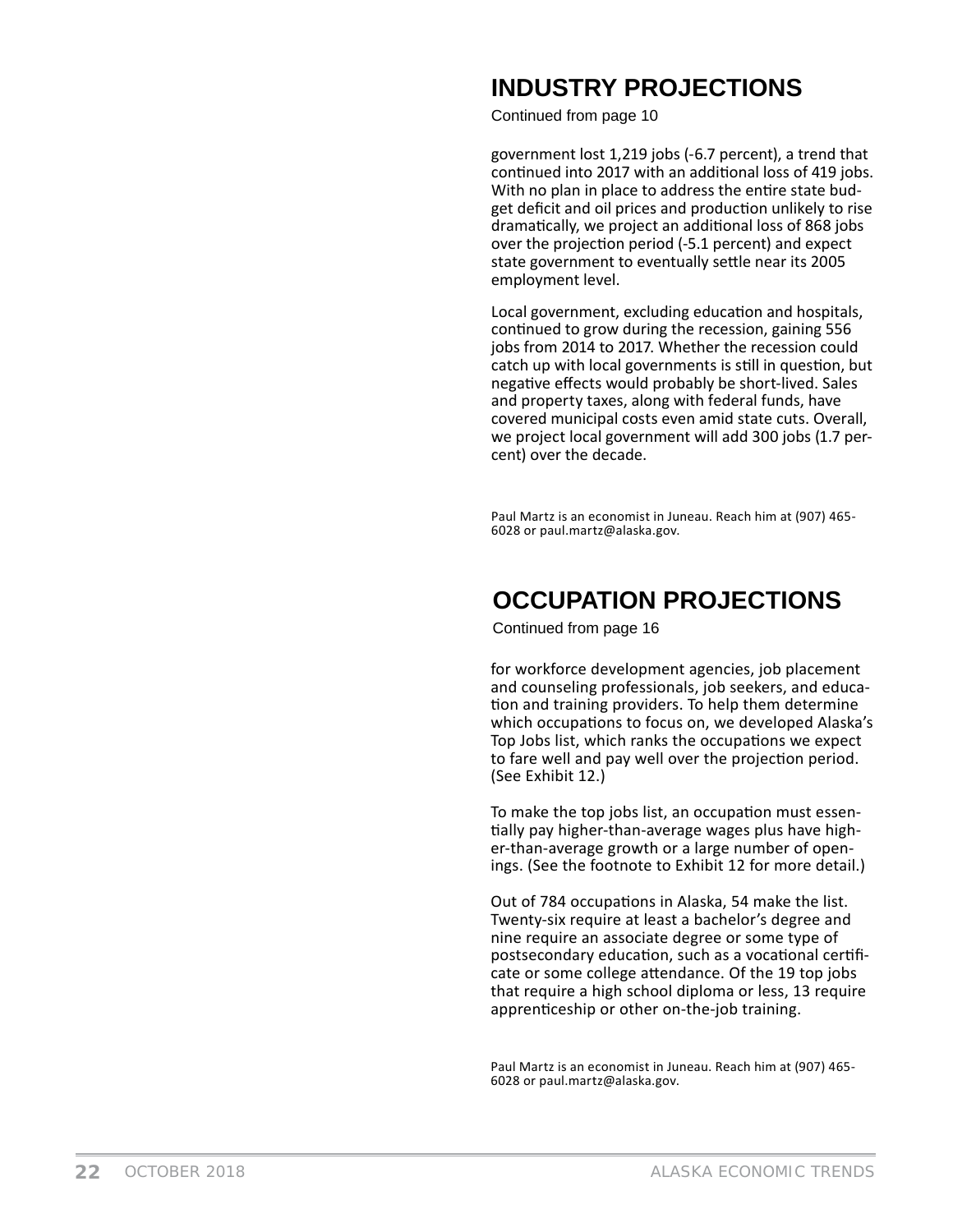# INDUSTRY PROJECTIONS

Continued from page 10

government lost 1,219 jobs (-6.7 percent), a trend that continued into 2017 with an additional loss of 419 jobs. With no plan in place to address the entire state budget deficit and oil prices and production unlikely to rise dramatically, we project an additional loss of 868 jobs over the projection period (-5.1 percent) and expect state government to eventually settle near its 2005 employment level.

Local government, excluding education and hospitals, continued to grow during the recession, gaining 556 jobs from 2014 to 2017. Whether the recession could catch up with local governments is still in question, but negative effects would probably be short-lived. Sales and property taxes, along with federal funds, have covered municipal costs even amid state cuts. Overall, we project local government will add 300 jobs (1.7 percent) over the decade.

Paul Martz is an economist in Juneau. Reach him at (907) 465-6028 or paul.martz@alaska.gov.

# OCCUPATION PROJECTIONS

Continued from page 16

for workforce development agencies, job placement and counseling professionals, job seekers, and education and training providers. To help them determine which occupations to focus on, we developed Alaska's Top Jobs list, which ranks the occupations we expect to fare well and pay well over the projection period. (See Exhibit 12.)

To make the top jobs list, an occupation must essentially pay higher-than-average wages plus have higher-than-average growth or a large number of openings. (See the footnote to Exhibit 12 for more detail.)

Out of 784 occupations in Alaska, 54 make the list. Twenty-six require at least a bachelor's degree and nine require an associate degree or some type of postsecondary education, such as a vocational certificate or some college attendance. Of the 19 top jobs that require a high school diploma or less, 13 require apprenticeship or other on-the-job training.

Paul Martz is an economist in Juneau. Reach him at (907) 465-6028 or paul.martz@alaska.gov.